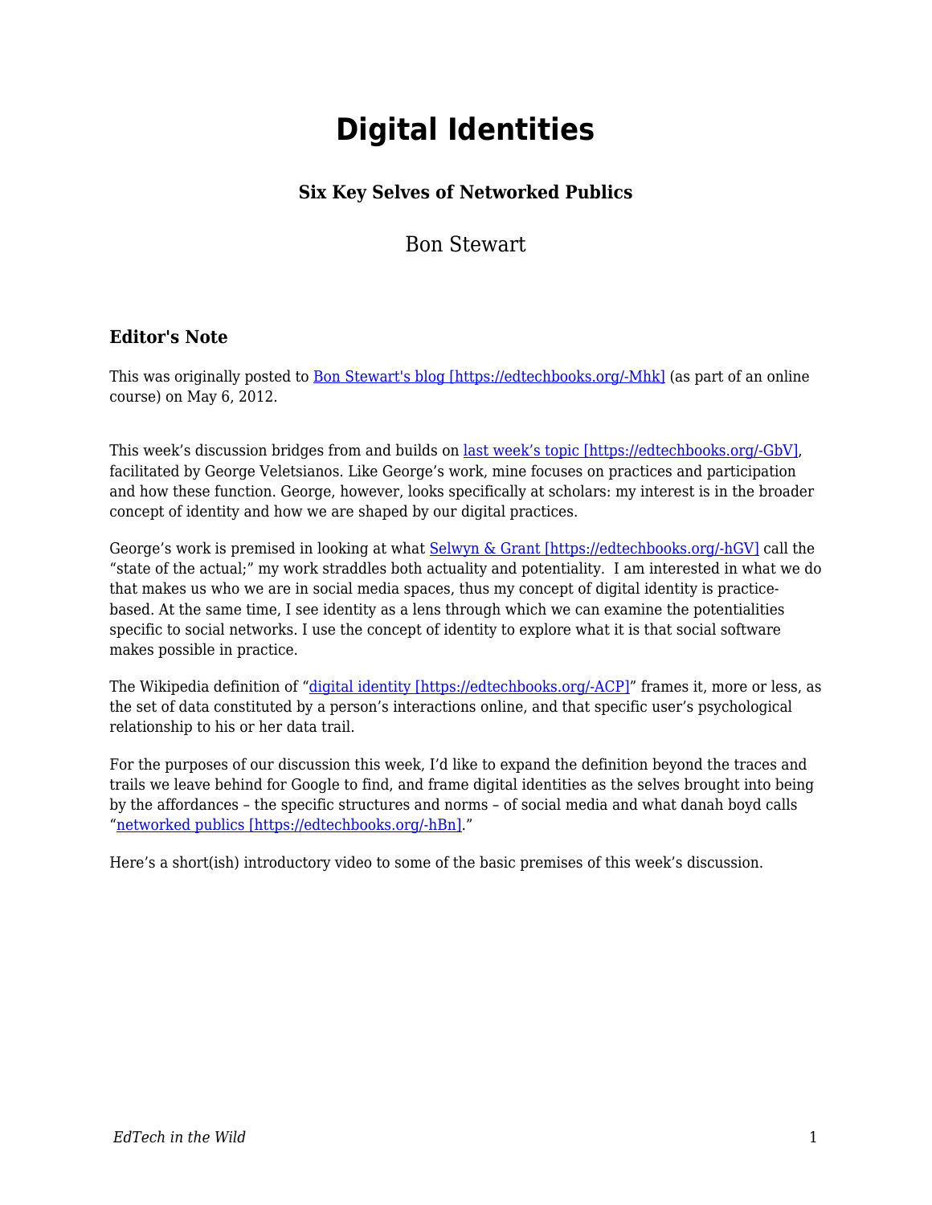# Digital Identities

### Six Key Selves of Networked Publics

Bon Stewart

### Editor's Note

This was originally posted to [Bon Stewart's blog [https://edtechbooks.org/-Mhk]](https://edtechbooks.org/-Mhk) (as part of an online course) on May 6, 2012.

This week's discussion bridges from and builds on [last week's topic [https://edtechbooks.org/-GbV]](https://edtechbooks.org/-GbV), facilitated by George Veletsianos. Like George's work, mine focuses on practices and participation and how these function. George, however, looks specifically at scholars: my interest is in the broader concept of identity and how we are shaped by our digital practices.

George's work is premised in looking at what [Selwyn & Grant [https://edtechbooks.org/-hGV]](https://edtechbooks.org/-hGV) call the "state of the actual;" my work straddles both actuality and potentiality.  I am interested in what we do that makes us who we are in social media spaces, thus my concept of digital identity is practice-based. At the same time, I see identity as a lens through which we can examine the potentialities specific to social networks. I use the concept of identity to explore what it is that social software makes possible in practice.

The Wikipedia definition of "[digital identity [https://edtechbooks.org/-ACP]](https://edtechbooks.org/-ACP)" frames it, more or less, as the set of data constituted by a person's interactions online, and that specific user's psychological relationship to his or her data trail.

For the purposes of our discussion this week, I'd like to expand the definition beyond the traces and trails we leave behind for Google to find, and frame digital identities as the selves brought into being by the affordances – the specific structures and norms – of social media and what danah boyd calls "[networked publics [https://edtechbooks.org/-hBn]](https://edtechbooks.org/-hBn)."

Here's a short(ish) introductory video to some of the basic premises of this week's discussion.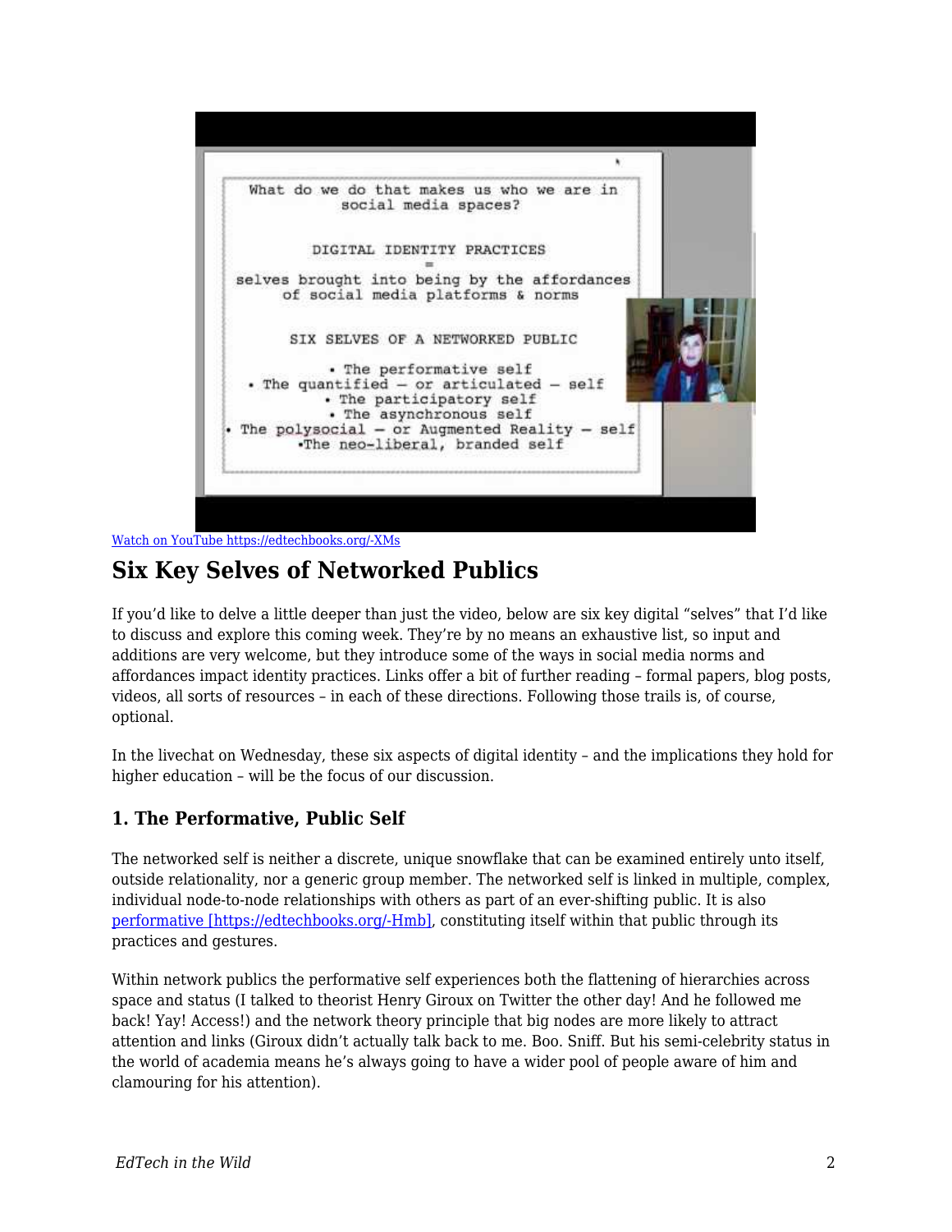[Watch on YouTube https://edtechbooks.org/-XMs]

## Six Key Selves of Networked Publics

If you'd like to delve a little deeper than just the video, below are six key digital "selves" that I'd like to discuss and explore this coming week. They're by no means an exhaustive list, so input and additions are very welcome, but they introduce some of the ways in social media norms and affordances impact identity practices. Links offer a bit of further reading – formal papers, blog posts, videos, all sorts of resources – in each of these directions. Following those trails is, of course, optional.

In the livechat on Wednesday, these six aspects of digital identity – and the implications they hold for higher education – will be the focus of our discussion.

### 1. The Performative, Public Self

The networked self is neither a discrete, unique snowflake that can be examined entirely unto itself, outside relationality, nor a generic group member. The networked self is linked in multiple, complex, individual node-to-node relationships with others as part of an ever-shifting public. It is also [performative [https://edtechbooks.org/-Hmb]], constituting itself within that public through its practices and gestures.

Within network publics the performative self experiences both the flattening of hierarchies across space and status (I talked to theorist Henry Giroux on Twitter the other day! And he followed me back! Yay! Access!) and the network theory principle that big nodes are more likely to attract attention and links (Giroux didn't actually talk back to me. Boo. Sniff. But his semi-celebrity status in the world of academia means he's always going to have a wider pool of people aware of him and clamouring for his attention).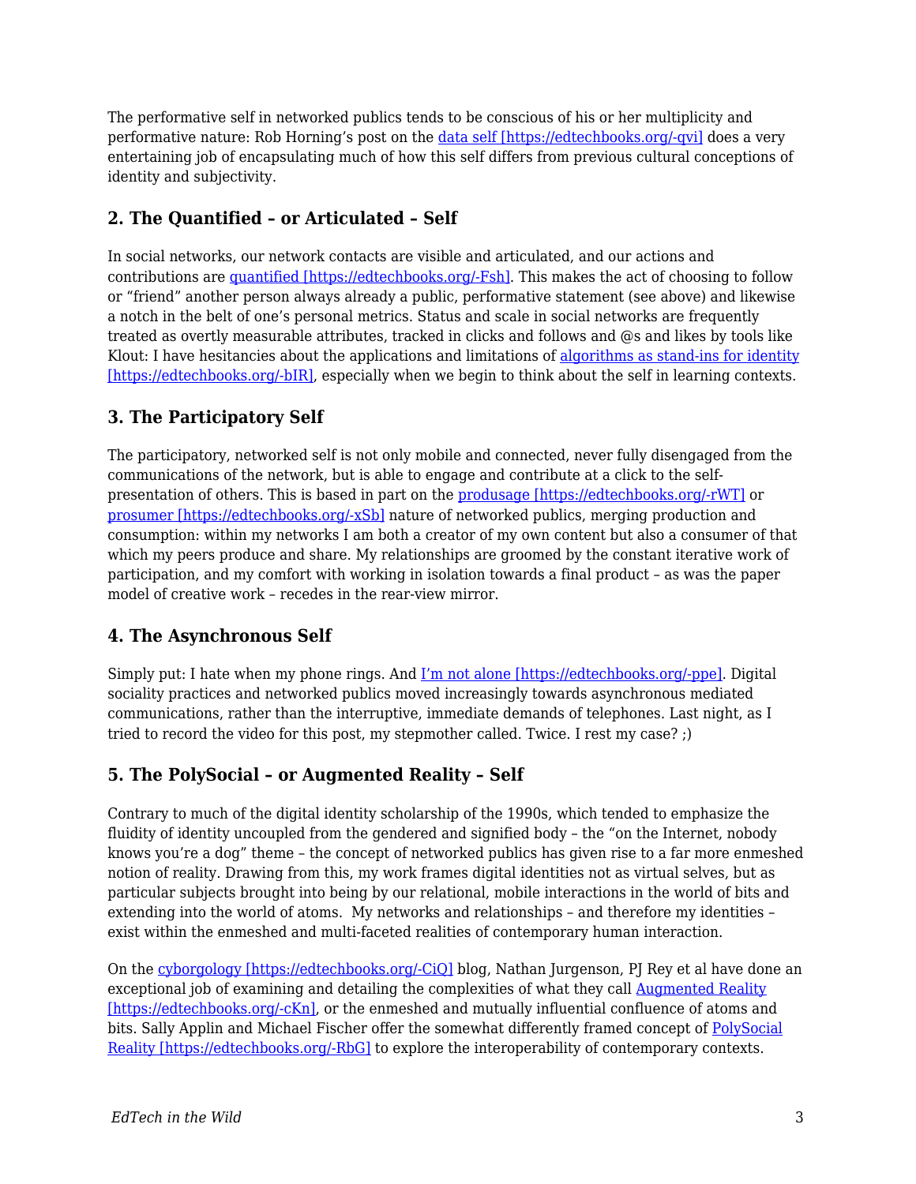The performative self in networked publics tends to be conscious of his or her multiplicity and performative nature: Rob Horning's post on the [data self [https://edtechbooks.org/-qvi]](https://edtechbooks.org/-qvi) does a very entertaining job of encapsulating much of how this self differs from previous cultural conceptions of identity and subjectivity.

## 2. The Quantified – or Articulated – Self

In social networks, our network contacts are visible and articulated, and our actions and contributions are [quantified [https://edtechbooks.org/-Fsh]](https://edtechbooks.org/-Fsh). This makes the act of choosing to follow or "friend" another person always already a public, performative statement (see above) and likewise a notch in the belt of one's personal metrics. Status and scale in social networks are frequently treated as overtly measurable attributes, tracked in clicks and follows and @s and likes by tools like Klout: I have hesitancies about the applications and limitations of [algorithms as stand-ins for identity [https://edtechbooks.org/-bIR]](https://edtechbooks.org/-bIR), especially when we begin to think about the self in learning contexts.

## 3. The Participatory Self

The participatory, networked self is not only mobile and connected, never fully disengaged from the communications of the network, but is able to engage and contribute at a click to the self-presentation of others. This is based in part on the [produsage [https://edtechbooks.org/-rWT]](https://edtechbooks.org/-rWT) or [prosumer [https://edtechbooks.org/-xSb]](https://edtechbooks.org/-xSb) nature of networked publics, merging production and consumption: within my networks I am both a creator of my own content but also a consumer of that which my peers produce and share. My relationships are groomed by the constant iterative work of participation, and my comfort with working in isolation towards a final product – as was the paper model of creative work – recedes in the rear-view mirror.

## 4. The Asynchronous Self

Simply put: I hate when my phone rings. And [I'm not alone [https://edtechbooks.org/-ppe]](https://edtechbooks.org/-ppe). Digital sociality practices and networked publics moved increasingly towards asynchronous mediated communications, rather than the interruptive, immediate demands of telephones. Last night, as I tried to record the video for this post, my stepmother called. Twice. I rest my case? ;)

## 5. The PolySocial – or Augmented Reality – Self

Contrary to much of the digital identity scholarship of the 1990s, which tended to emphasize the fluidity of identity uncoupled from the gendered and signified body – the "on the Internet, nobody knows you're a dog" theme – the concept of networked publics has given rise to a far more enmeshed notion of reality. Drawing from this, my work frames digital identities not as virtual selves, but as particular subjects brought into being by our relational, mobile interactions in the world of bits and extending into the world of atoms. My networks and relationships – and therefore my identities – exist within the enmeshed and multi-faceted realities of contemporary human interaction.

On the [cyborgology [https://edtechbooks.org/-CiQ]](https://edtechbooks.org/-CiQ) blog, Nathan Jurgenson, PJ Rey et al have done an exceptional job of examining and detailing the complexities of what they call [Augmented Reality [https://edtechbooks.org/-cKn]](https://edtechbooks.org/-cKn), or the enmeshed and mutually influential confluence of atoms and bits. Sally Applin and Michael Fischer offer the somewhat differently framed concept of [PolySocial Reality [https://edtechbooks.org/-RbG]](https://edtechbooks.org/-RbG) to explore the interoperability of contemporary contexts.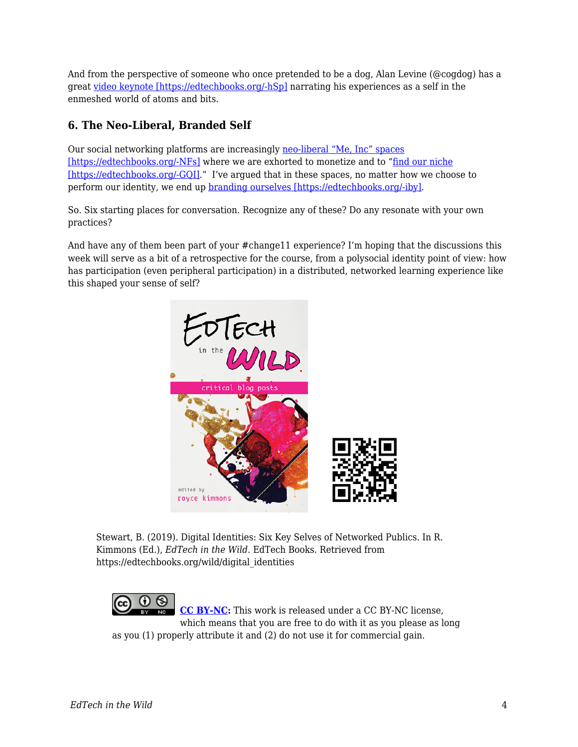And from the perspective of someone who once pretended to be a dog, Alan Levine (@cogdog) has a great video keynote [https://edtechbooks.org/-hSp] narrating his experiences as a self in the enmeshed world of atoms and bits.

### 6. The Neo-Liberal, Branded Self

Our social networking platforms are increasingly neo-liberal "Me, Inc" spaces [https://edtechbooks.org/-NFs] where we are exhorted to monetize and to "find our niche [https://edtechbooks.org/-GQI]." I've argued that in these spaces, no matter how we choose to perform our identity, we end up branding ourselves [https://edtechbooks.org/-iby].

So. Six starting places for conversation. Recognize any of these? Do any resonate with your own practices?

And have any of them been part of your #change11 experience? I'm hoping that the discussions this week will serve as a bit of a retrospective for the course, from a polysocial identity point of view: how has participation (even peripheral participation) in a distributed, networked learning experience like this shaped your sense of self?

Stewart, B. (2019). Digital Identities: Six Key Selves of Networked Publics. In R. Kimmons (Ed.), *EdTech in the Wild*. EdTech Books. Retrieved from https://edtechbooks.org/wild/digital_identities

**CC BY-NC:** This work is released under a CC BY-NC license, which means that you are free to do with it as you please as long as you (1) properly attribute it and (2) do not use it for commercial gain.